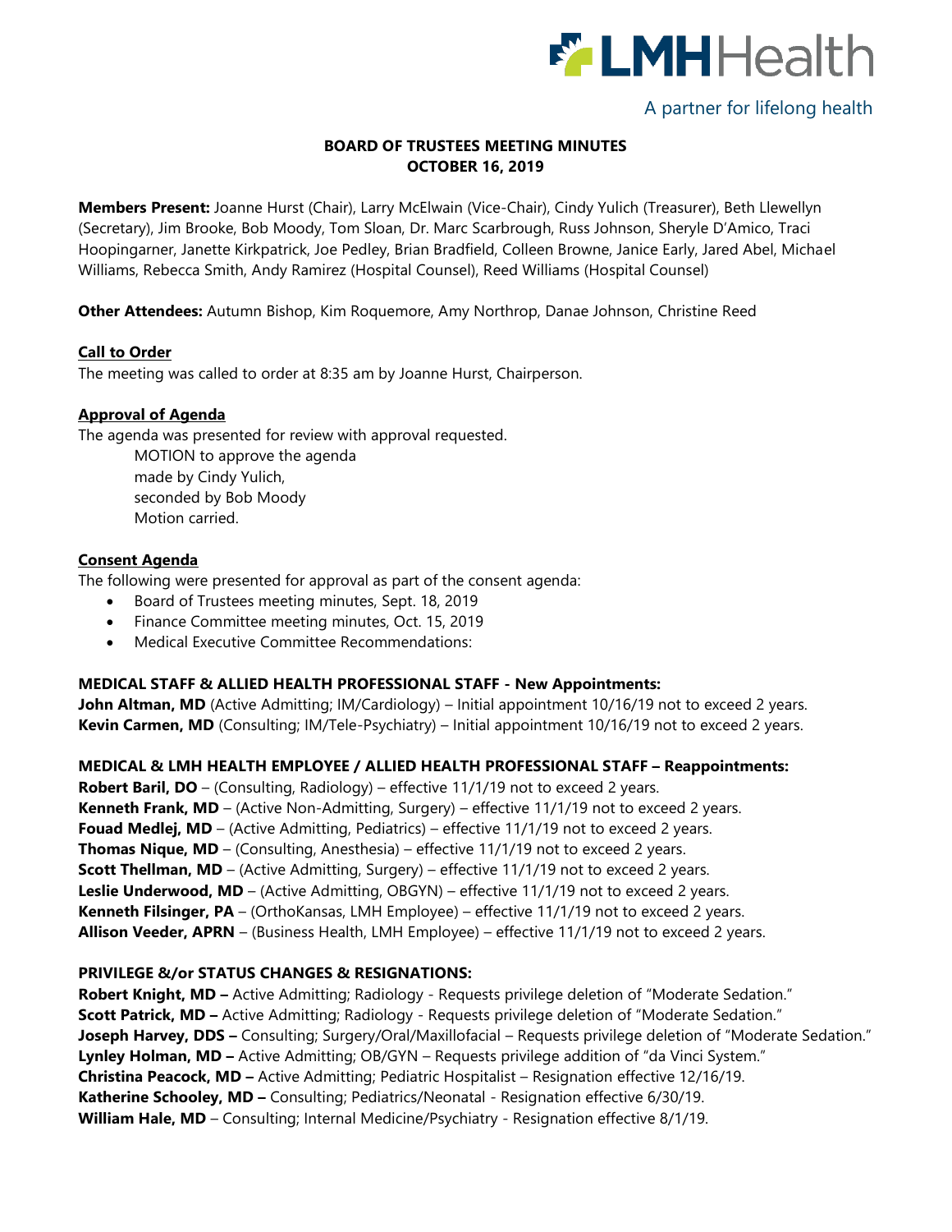LMHHealth

A partner for lifelong health

# BOARD OF TRUSTEES MEETING MINUTES
## OCTOBER 16, 2019

**Members Present:** Joanne Hurst (Chair), Larry McElwain (Vice-Chair), Cindy Yulich (Treasurer), Beth Llewellyn (Secretary), Jim Brooke, Bob Moody, Tom Sloan, Dr. Marc Scarbrough, Russ Johnson, Sheryle D'Amico, Traci Hoopingarner, Janette Kirkpatrick, Joe Pedley, Brian Bradfield, Colleen Browne, Janice Early, Jared Abel, Michael Williams, Rebecca Smith, Andy Ramirez (Hospital Counsel), Reed Williams (Hospital Counsel)

**Other Attendees:** Autumn Bishop, Kim Roquemore, Amy Northrop, Danae Johnson, Christine Reed

**Call to Order**

The meeting was called to order at 8:35 am by Joanne Hurst, Chairperson.

**Approval of Agenda**

The agenda was presented for review with approval requested.

MOTION to approve the agenda
made by Cindy Yulich,
seconded by Bob Moody
Motion carried.

**Consent Agenda**

The following were presented for approval as part of the consent agenda:

- Board of Trustees meeting minutes, Sept. 18, 2019
- Finance Committee meeting minutes, Oct. 15, 2019
- Medical Executive Committee Recommendations:

**MEDICAL STAFF & ALLIED HEALTH PROFESSIONAL STAFF - New Appointments:**

**John Altman, MD** (Active Admitting; IM/Cardiology) – Initial appointment 10/16/19 not to exceed 2 years.
**Kevin Carmen, MD** (Consulting; IM/Tele-Psychiatry) – Initial appointment 10/16/19 not to exceed 2 years.

**MEDICAL & LMH HEALTH EMPLOYEE / ALLIED HEALTH PROFESSIONAL STAFF – Reappointments:**

**Robert Baril, DO** – (Consulting, Radiology) – effective 11/1/19 not to exceed 2 years.
**Kenneth Frank, MD** – (Active Non-Admitting, Surgery) – effective 11/1/19 not to exceed 2 years.
**Fouad Medlej, MD** – (Active Admitting, Pediatrics) – effective 11/1/19 not to exceed 2 years.
**Thomas Nique, MD** – (Consulting, Anesthesia) – effective 11/1/19 not to exceed 2 years.
**Scott Thellman, MD** – (Active Admitting, Surgery) – effective 11/1/19 not to exceed 2 years.
**Leslie Underwood, MD** – (Active Admitting, OBGYN) – effective 11/1/19 not to exceed 2 years.
**Kenneth Filsinger, PA** – (OrthoKansas, LMH Employee) – effective 11/1/19 not to exceed 2 years.
**Allison Veeder, APRN** – (Business Health, LMH Employee) – effective 11/1/19 not to exceed 2 years.

**PRIVILEGE &/or STATUS CHANGES & RESIGNATIONS:**

**Robert Knight, MD –** Active Admitting; Radiology - Requests privilege deletion of "Moderate Sedation."
**Scott Patrick, MD –** Active Admitting; Radiology - Requests privilege deletion of "Moderate Sedation."
**Joseph Harvey, DDS –** Consulting; Surgery/Oral/Maxillofacial – Requests privilege deletion of "Moderate Sedation."
**Lynley Holman, MD –** Active Admitting; OB/GYN – Requests privilege addition of "da Vinci System."
**Christina Peacock, MD –** Active Admitting; Pediatric Hospitalist – Resignation effective 12/16/19.
**Katherine Schooley, MD –** Consulting; Pediatrics/Neonatal - Resignation effective 6/30/19.
**William Hale, MD** – Consulting; Internal Medicine/Psychiatry - Resignation effective 8/1/19.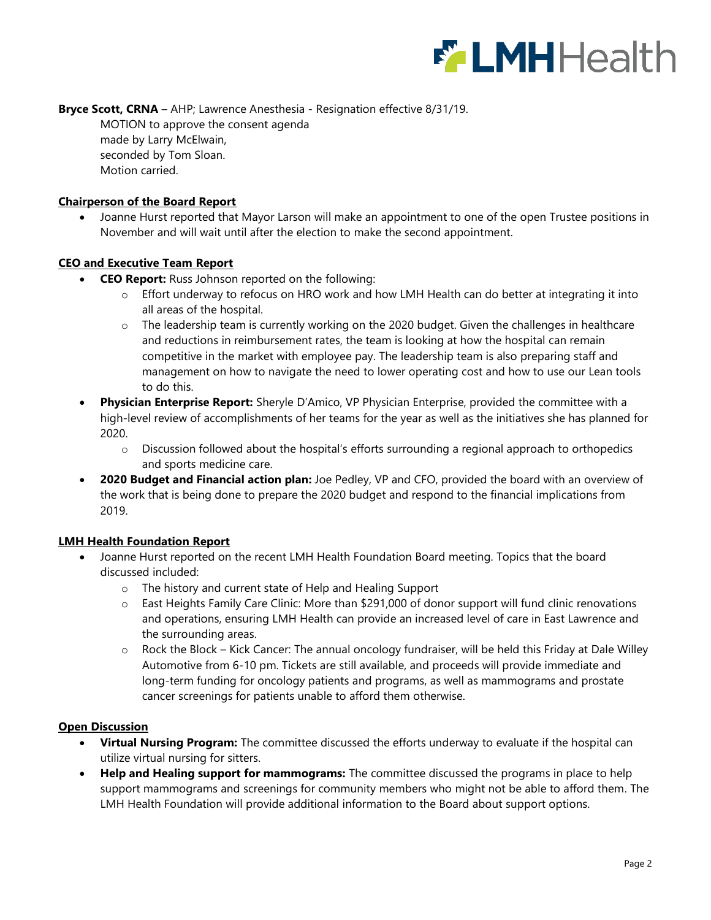**Bryce Scott, CRNA** – AHP; Lawrence Anesthesia - Resignation effective 8/31/19.

MOTION to approve the consent agenda
made by Larry McElwain,
seconded by Tom Sloan.
Motion carried.

**Chairperson of the Board Report**

- Joanne Hurst reported that Mayor Larson will make an appointment to one of the open Trustee positions in November and will wait until after the election to make the second appointment.

**CEO and Executive Team Report**

- **CEO Report:** Russ Johnson reported on the following:
  - Effort underway to refocus on HRO work and how LMH Health can do better at integrating it into all areas of the hospital.
  - The leadership team is currently working on the 2020 budget. Given the challenges in healthcare and reductions in reimbursement rates, the team is looking at how the hospital can remain competitive in the market with employee pay. The leadership team is also preparing staff and management on how to navigate the need to lower operating cost and how to use our Lean tools to do this.
- **Physician Enterprise Report:** Sheryle D'Amico, VP Physician Enterprise, provided the committee with a high-level review of accomplishments of her teams for the year as well as the initiatives she has planned for 2020.
  - Discussion followed about the hospital's efforts surrounding a regional approach to orthopedics and sports medicine care.
- **2020 Budget and Financial action plan:** Joe Pedley, VP and CFO, provided the board with an overview of the work that is being done to prepare the 2020 budget and respond to the financial implications from 2019.

**LMH Health Foundation Report**

- Joanne Hurst reported on the recent LMH Health Foundation Board meeting. Topics that the board discussed included:
  - The history and current state of Help and Healing Support
  - East Heights Family Care Clinic: More than $291,000 of donor support will fund clinic renovations and operations, ensuring LMH Health can provide an increased level of care in East Lawrence and the surrounding areas.
  - Rock the Block – Kick Cancer: The annual oncology fundraiser, will be held this Friday at Dale Willey Automotive from 6-10 pm. Tickets are still available, and proceeds will provide immediate and long-term funding for oncology patients and programs, as well as mammograms and prostate cancer screenings for patients unable to afford them otherwise.

**Open Discussion**

- **Virtual Nursing Program:** The committee discussed the efforts underway to evaluate if the hospital can utilize virtual nursing for sitters.
- **Help and Healing support for mammograms:** The committee discussed the programs in place to help support mammograms and screenings for community members who might not be able to afford them. The LMH Health Foundation will provide additional information to the Board about support options.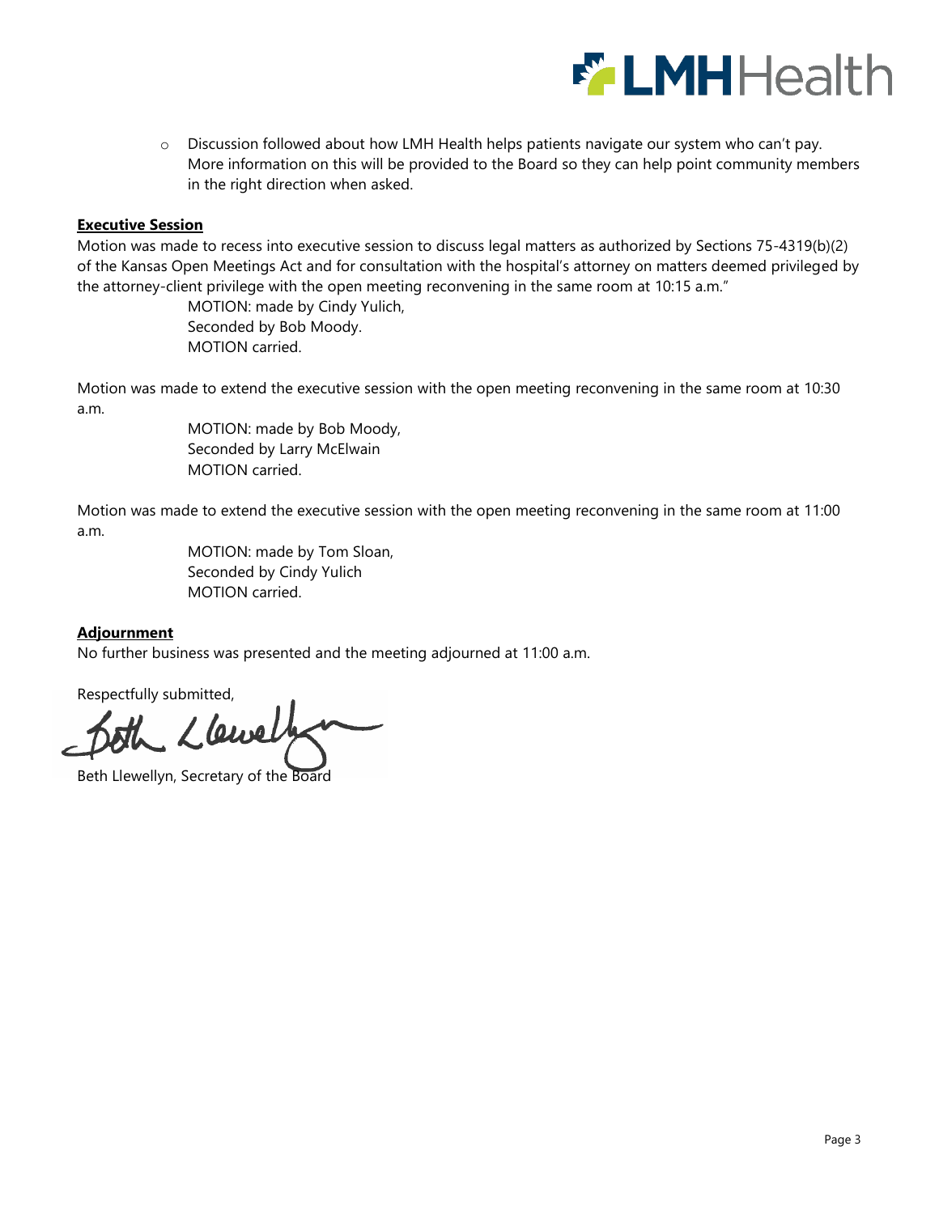- Discussion followed about how LMH Health helps patients navigate our system who can't pay. More information on this will be provided to the Board so they can help point community members in the right direction when asked.

**Executive Session**

Motion was made to recess into executive session to discuss legal matters as authorized by Sections 75-4319(b)(2) of the Kansas Open Meetings Act and for consultation with the hospital's attorney on matters deemed privileged by the attorney-client privilege with the open meeting reconvening in the same room at 10:15 a.m."

MOTION: made by Cindy Yulich,
Seconded by Bob Moody.
MOTION carried.

Motion was made to extend the executive session with the open meeting reconvening in the same room at 10:30 a.m.

MOTION: made by Bob Moody,
Seconded by Larry McElwain
MOTION carried.

Motion was made to extend the executive session with the open meeting reconvening in the same room at 11:00 a.m.

MOTION: made by Tom Sloan,
Seconded by Cindy Yulich
MOTION carried.

**Adjournment**

No further business was presented and the meeting adjourned at 11:00 a.m.

Respectfully submitted,

Beth Llewellyn, Secretary of the Board